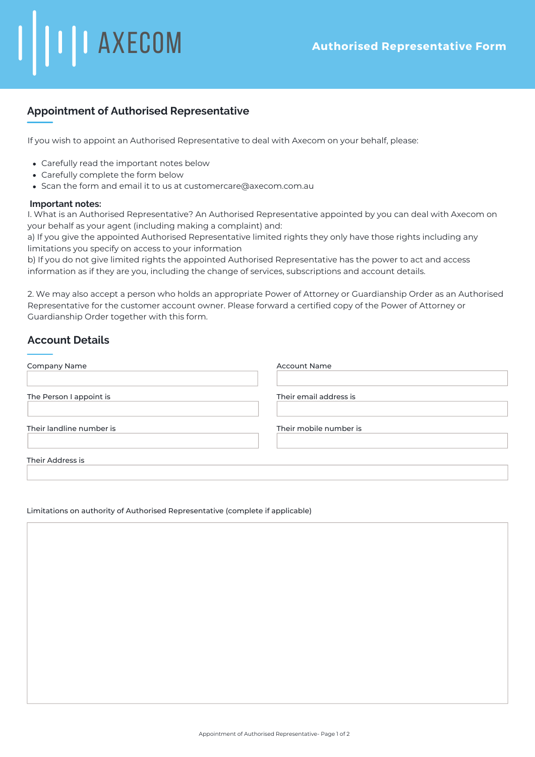AXECOM

**Authorised Representative Form**

## Appointment of Authorised Representative

If you wish to appoint an Authorised Representative to deal with Axecom on your behalf, please:

- Carefully read the important notes below
- Carefully complete the form below
- Scan the form and email it to us at customercare@axecom.com.au

**Important notes:**

I. What is an Authorised Representative? An Authorised Representative appointed by you can deal with Axecom on your behalf as your agent (including making a complaint) and:

a) If you give the appointed Authorised Representative limited rights they only have those rights including any limitations you specify on access to your information

b) If you do not give limited rights the appointed Authorised Representative has the power to act and access information as if they are you, including the change of services, subscriptions and account details.

2. We may also accept a person who holds an appropriate Power of Attorney or Guardianship Order as an Authorised Representative for the customer account owner. Please forward a certified copy of the Power of Attorney or Guardianship Order together with this form.

## Account Details

Company Name

Account Name

The Person I appoint is

Their email address is

Their landline number is

Their mobile number is

Their Address is

Limitations on authority of Authorised Representative (complete if applicable)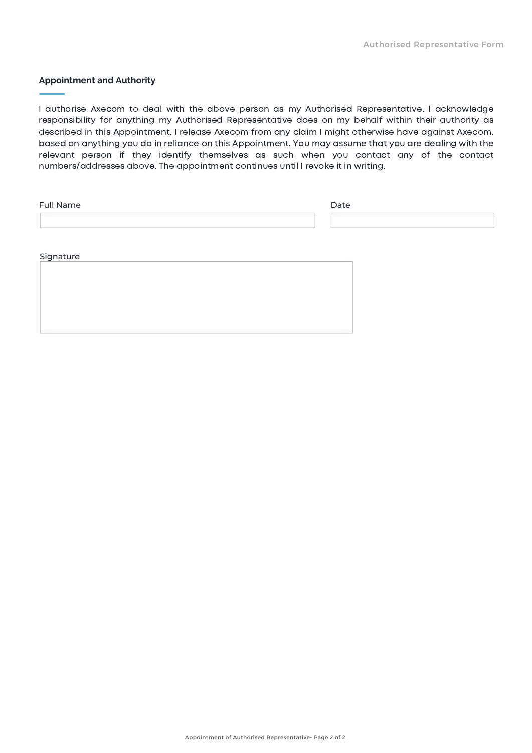## Appointment and Authority

I authorise Axecom to deal with the above person as my Authorised Representative. I acknowledge responsibility for anything my Authorised Representative does on my behalf within their authority as described in this Appointment. I release Axecom from any claim I might otherwise have against Axecom, based on anything you do in reliance on this Appointment. You may assume that you are dealing with the relevant person if they identify themselves as such when you contact any of the contact numbers/addresses above. The appointment continues until I revoke it in writing.

Full Name

Date

Signature